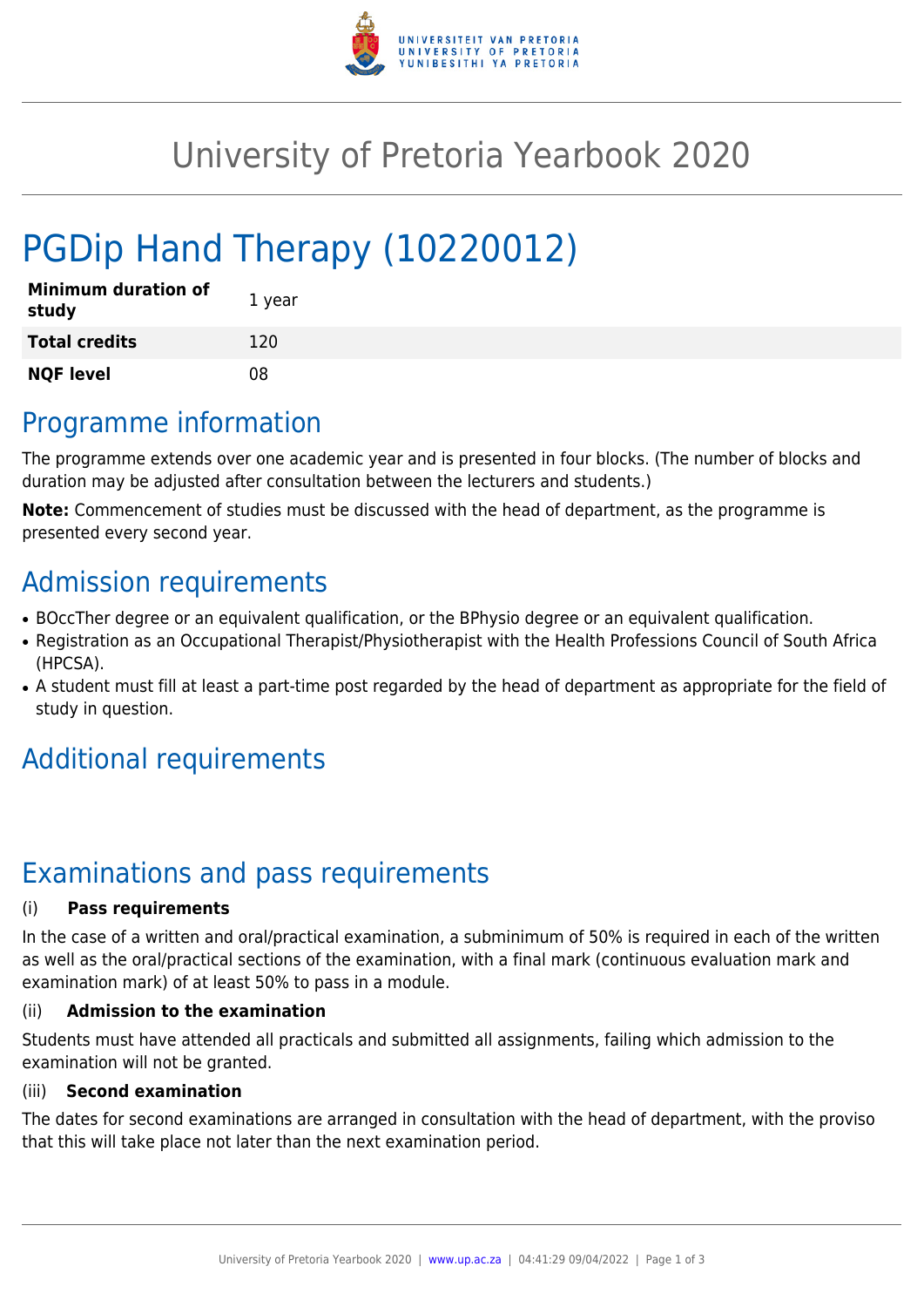# University of Pretoria Yearbook 2020

# PGDip Hand Therapy (10220012)

| | |
|---|---|
| **Minimum duration of study** | 1 year |
| **Total credits** | 120 |
| **NQF level** | 08 |

## Programme information

The programme extends over one academic year and is presented in four blocks. (The number of blocks and duration may be adjusted after consultation between the lecturers and students.)

**Note:** Commencement of studies must be discussed with the head of department, as the programme is presented every second year.

## Admission requirements

- BOccTher degree or an equivalent qualification, or the BPhysio degree or an equivalent qualification.
- Registration as an Occupational Therapist/Physiotherapist with the Health Professions Council of South Africa (HPCSA).
- A student must fill at least a part-time post regarded by the head of department as appropriate for the field of study in question.

## Additional requirements

## Examinations and pass requirements

(i) **Pass requirements**

In the case of a written and oral/practical examination, a subminimum of 50% is required in each of the written as well as the oral/practical sections of the examination, with a final mark (continuous evaluation mark and examination mark) of at least 50% to pass in a module.

(ii) **Admission to the examination**

Students must have attended all practicals and submitted all assignments, failing which admission to the examination will not be granted.

(iii) **Second examination**

The dates for second examinations are arranged in consultation with the head of department, with the proviso that this will take place not later than the next examination period.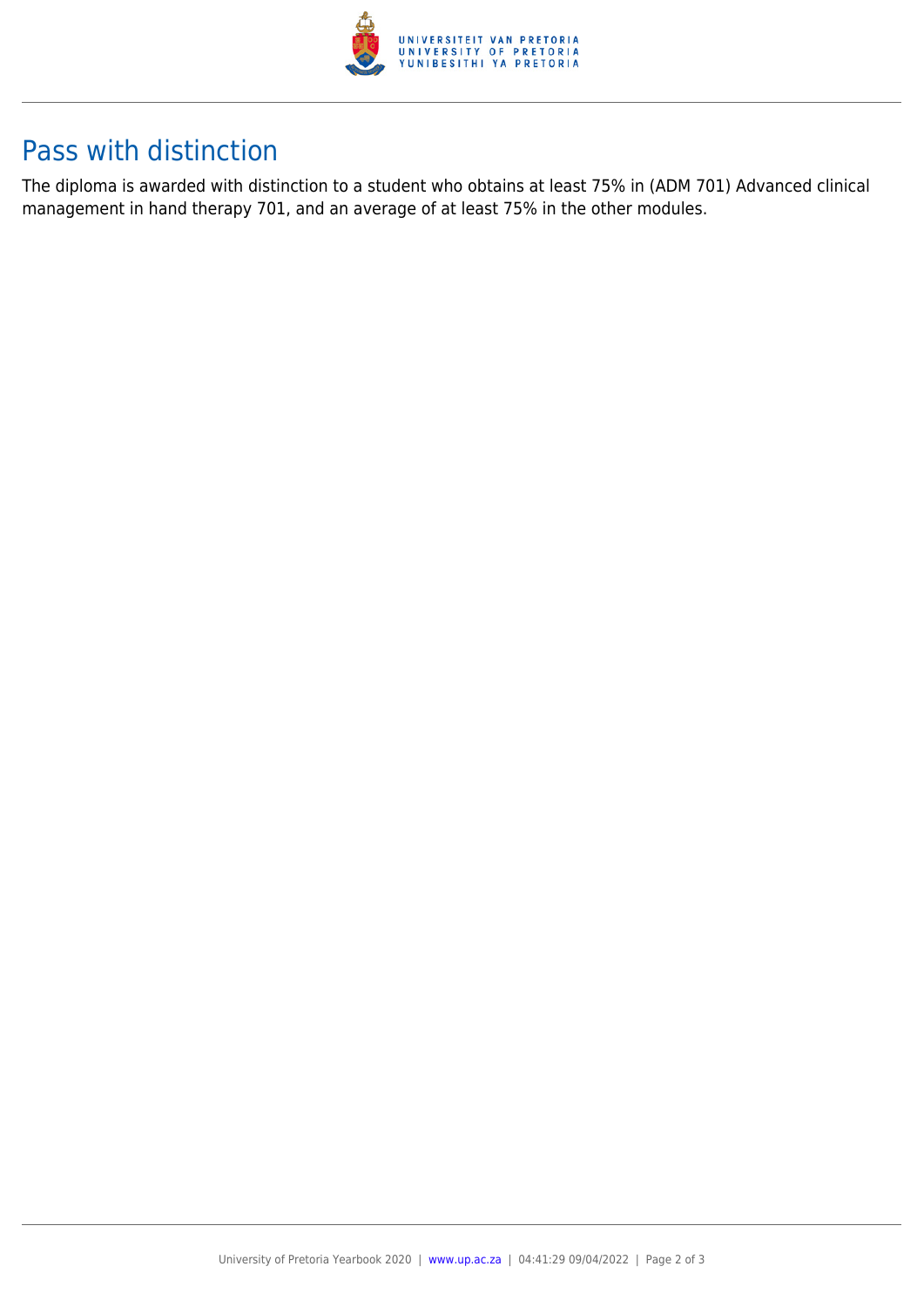## Pass with distinction

The diploma is awarded with distinction to a student who obtains at least 75% in (ADM 701) Advanced clinical management in hand therapy 701, and an average of at least 75% in the other modules.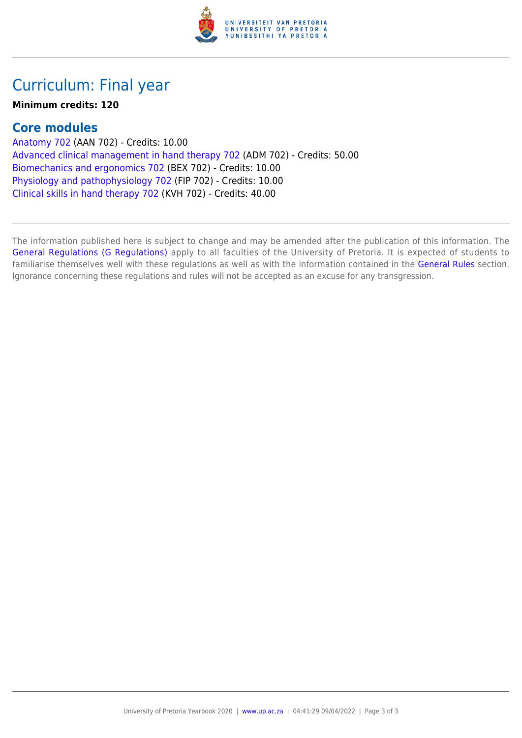# Curriculum: Final year

**Minimum credits: 120**

## Core modules

Anatomy 702 (AAN 702) - Credits: 10.00
Advanced clinical management in hand therapy 702 (ADM 702) - Credits: 50.00
Biomechanics and ergonomics 702 (BEX 702) - Credits: 10.00
Physiology and pathophysiology 702 (FIP 702) - Credits: 10.00
Clinical skills in hand therapy 702 (KVH 702) - Credits: 40.00

The information published here is subject to change and may be amended after the publication of this information. The General Regulations (G Regulations) apply to all faculties of the University of Pretoria. It is expected of students to familiarise themselves well with these regulations as well as with the information contained in the General Rules section. Ignorance concerning these regulations and rules will not be accepted as an excuse for any transgression.